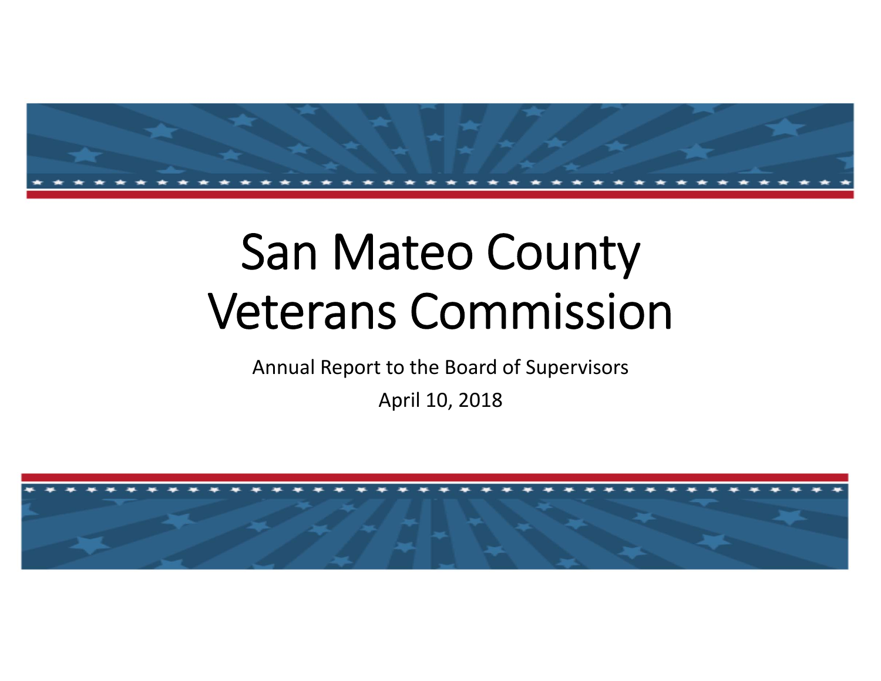# San Mateo County Veterans Commission

Annual Report to the Board of Supervisors

April 10, 2018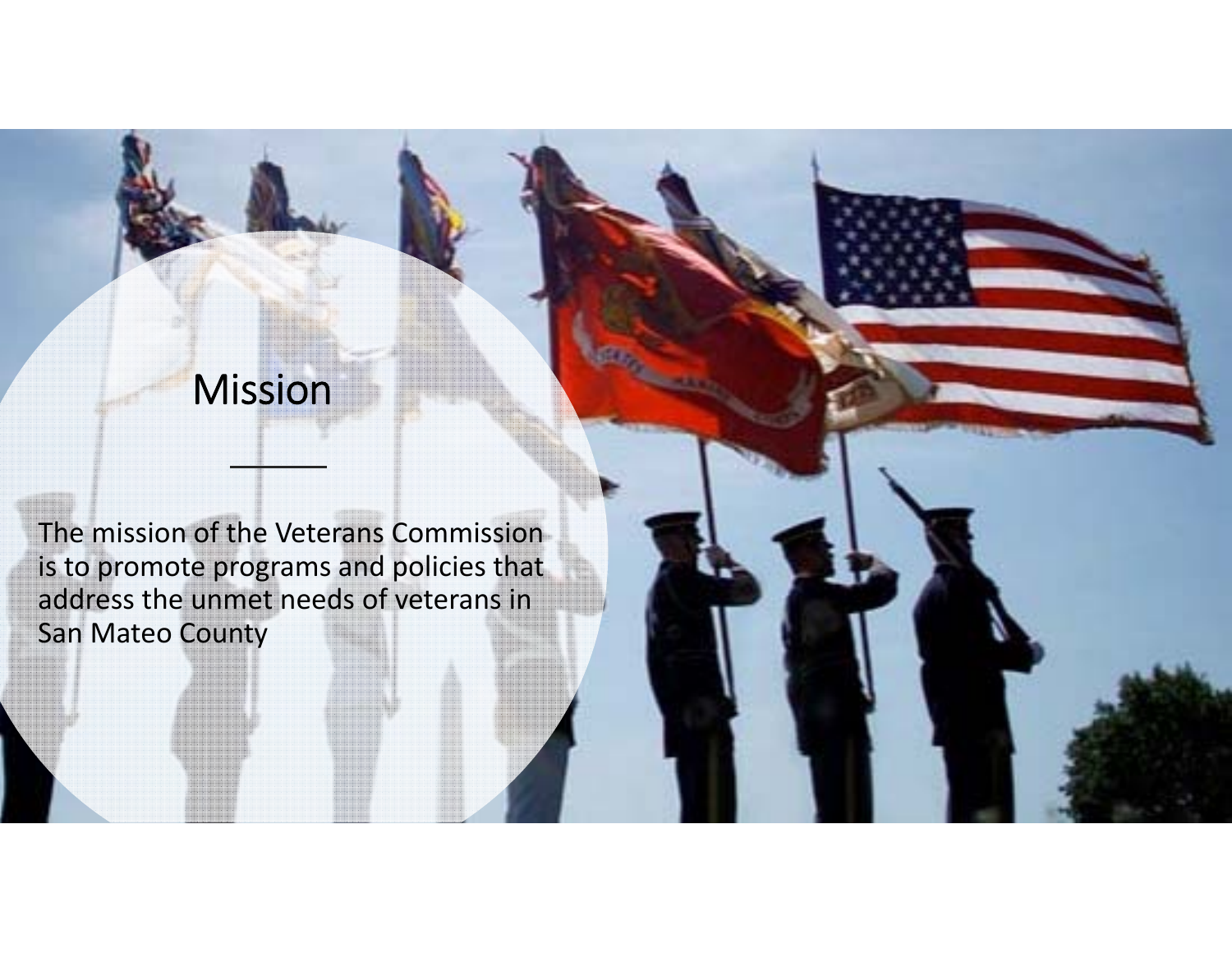# Mission

The mission of the Veterans Commission is to promote programs and policies that address the unmet needs of veterans in San Mateo County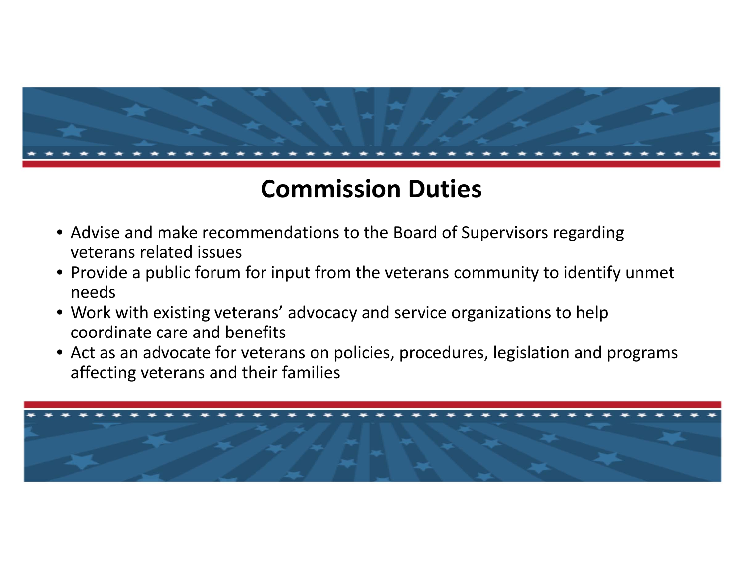# Commission Duties

- Advise and make recommendations to the Board of Supervisors regarding veterans related issues
- Provide a public forum for input from the veterans community to identify unmet needs
- Work with existing veterans' advocacy and service organizations to help coordinate care and benefits
- Act as an advocate for veterans on policies, procedures, legislation and programs affecting veterans and their families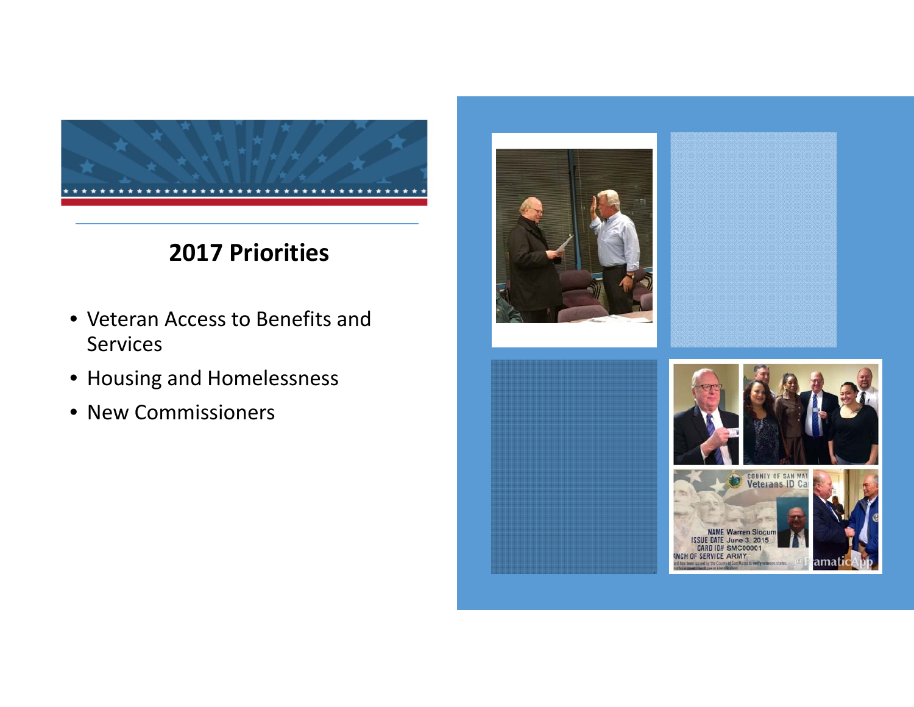## 2017 Priorities

- Veteran Access to Benefits and Services
- Housing and Homelessness
- New Commissioners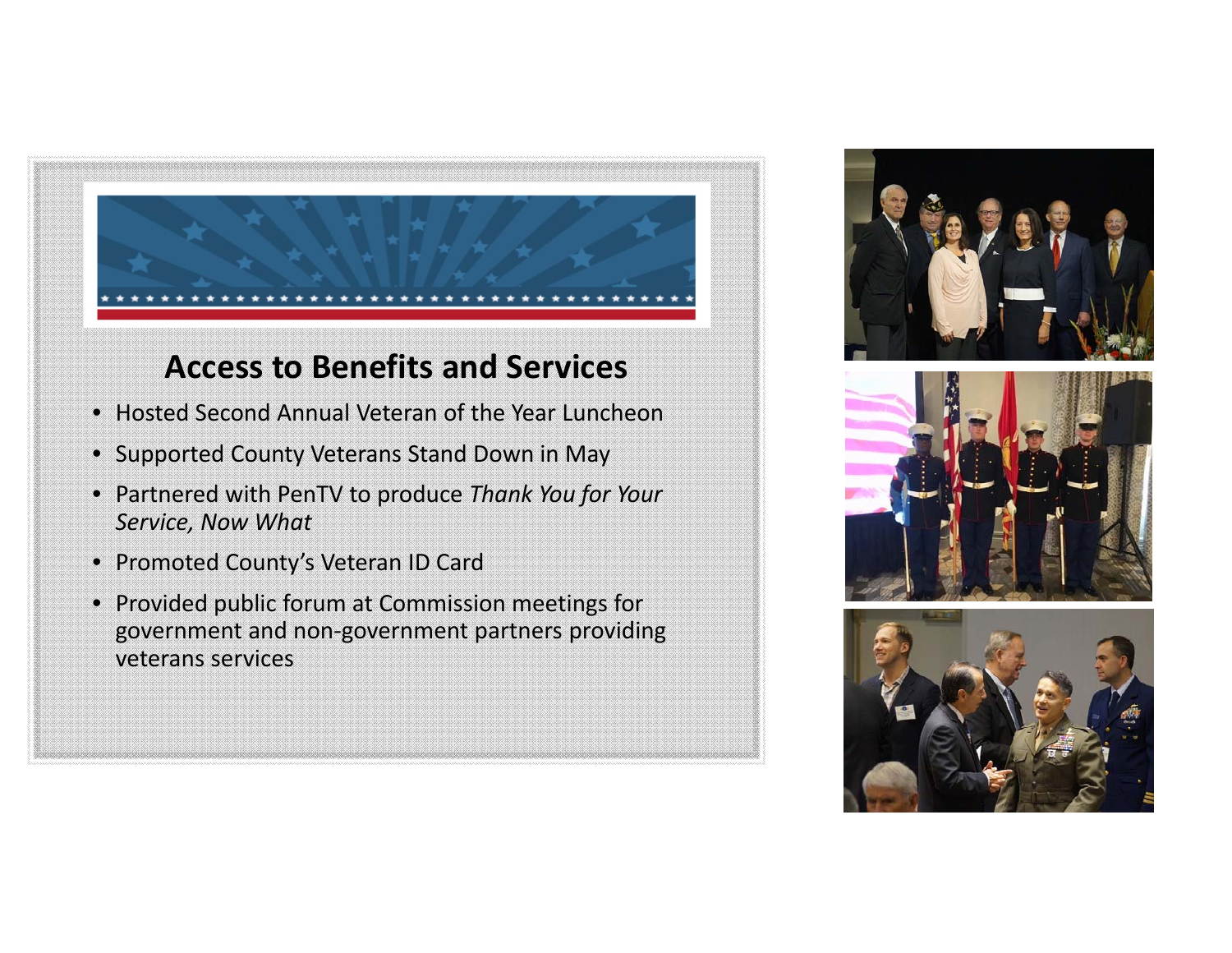## Access to Benefits and Services

- Hosted Second Annual Veteran of the Year Luncheon
- Supported County Veterans Stand Down in May
- Partnered with PenTV to produce *Thank You for Your Service, Now What*
- Promoted County's Veteran ID Card
- Provided public forum at Commission meetings for government and non-government partners providing veterans services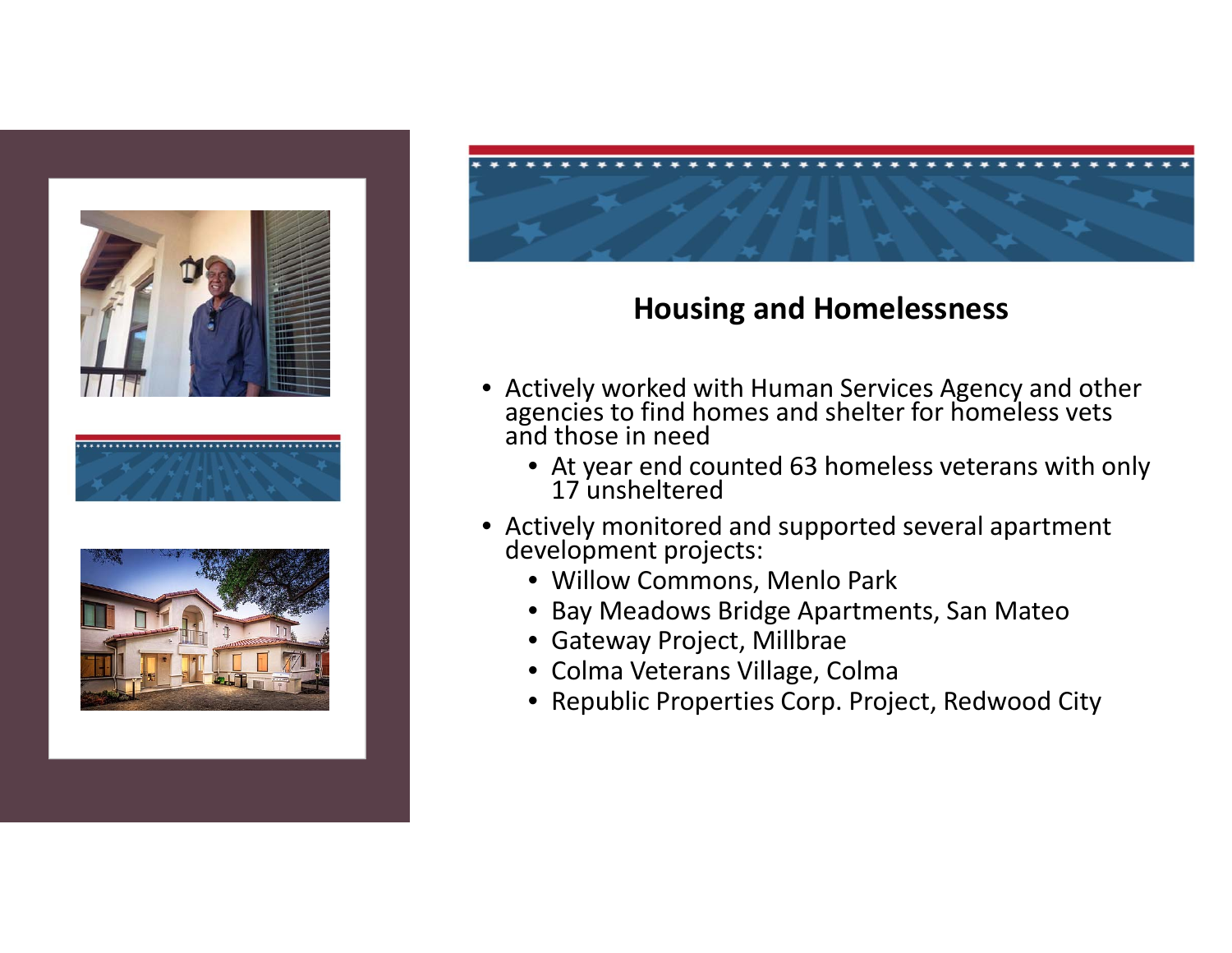## Housing and Homelessness

- Actively worked with Human Services Agency and other agencies to find homes and shelter for homeless vets and those in need
  - At year end counted 63 homeless veterans with only 17 unsheltered
- Actively monitored and supported several apartment development projects:
  - Willow Commons, Menlo Park
  - Bay Meadows Bridge Apartments, San Mateo
  - Gateway Project, Millbrae
  - Colma Veterans Village, Colma
  - Republic Properties Corp. Project, Redwood City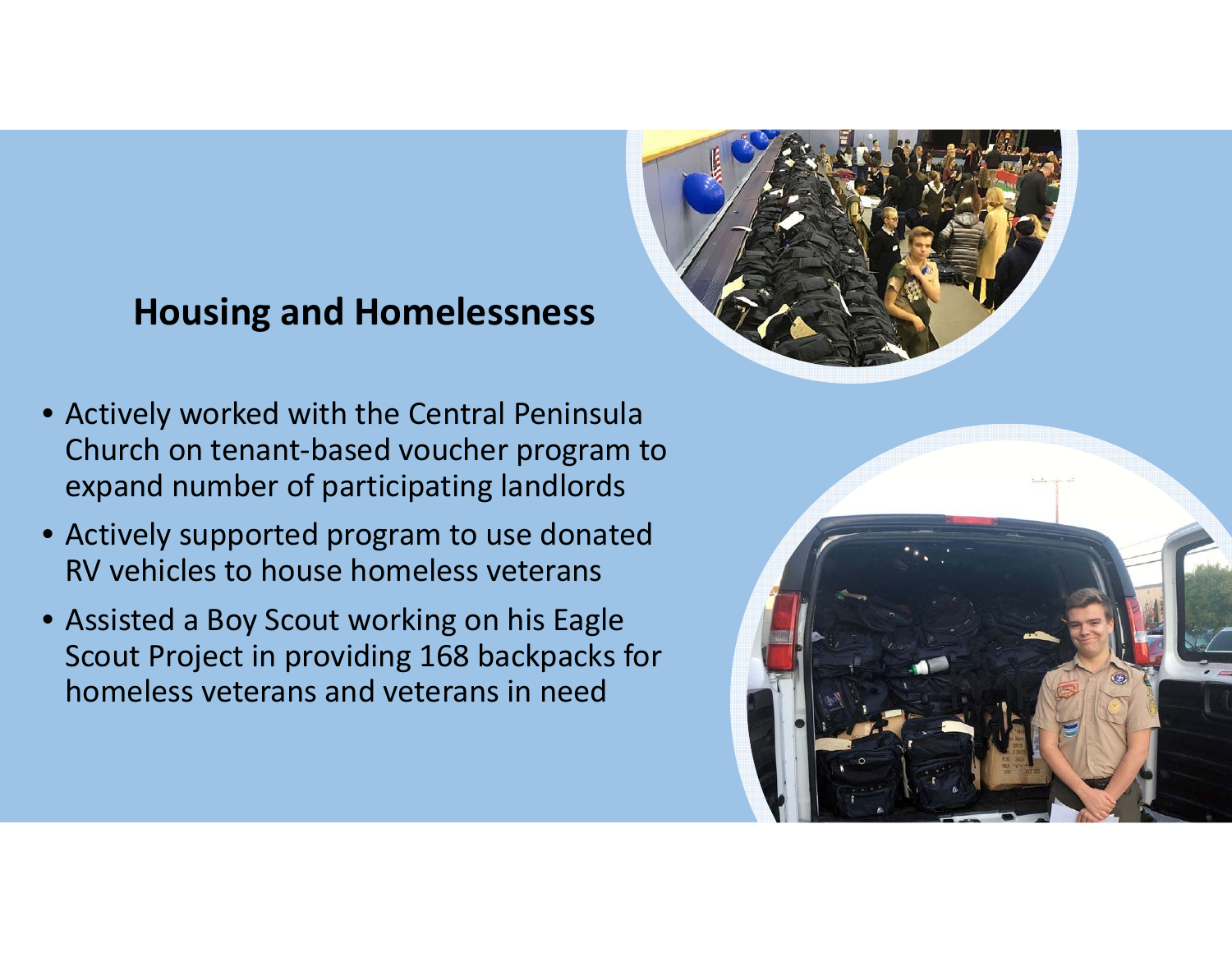## Housing and Homelessness

- Actively worked with the Central Peninsula Church on tenant-based voucher program to expand number of participating landlords
- Actively supported program to use donated RV vehicles to house homeless veterans
- Assisted a Boy Scout working on his Eagle Scout Project in providing 168 backpacks for homeless veterans and veterans in need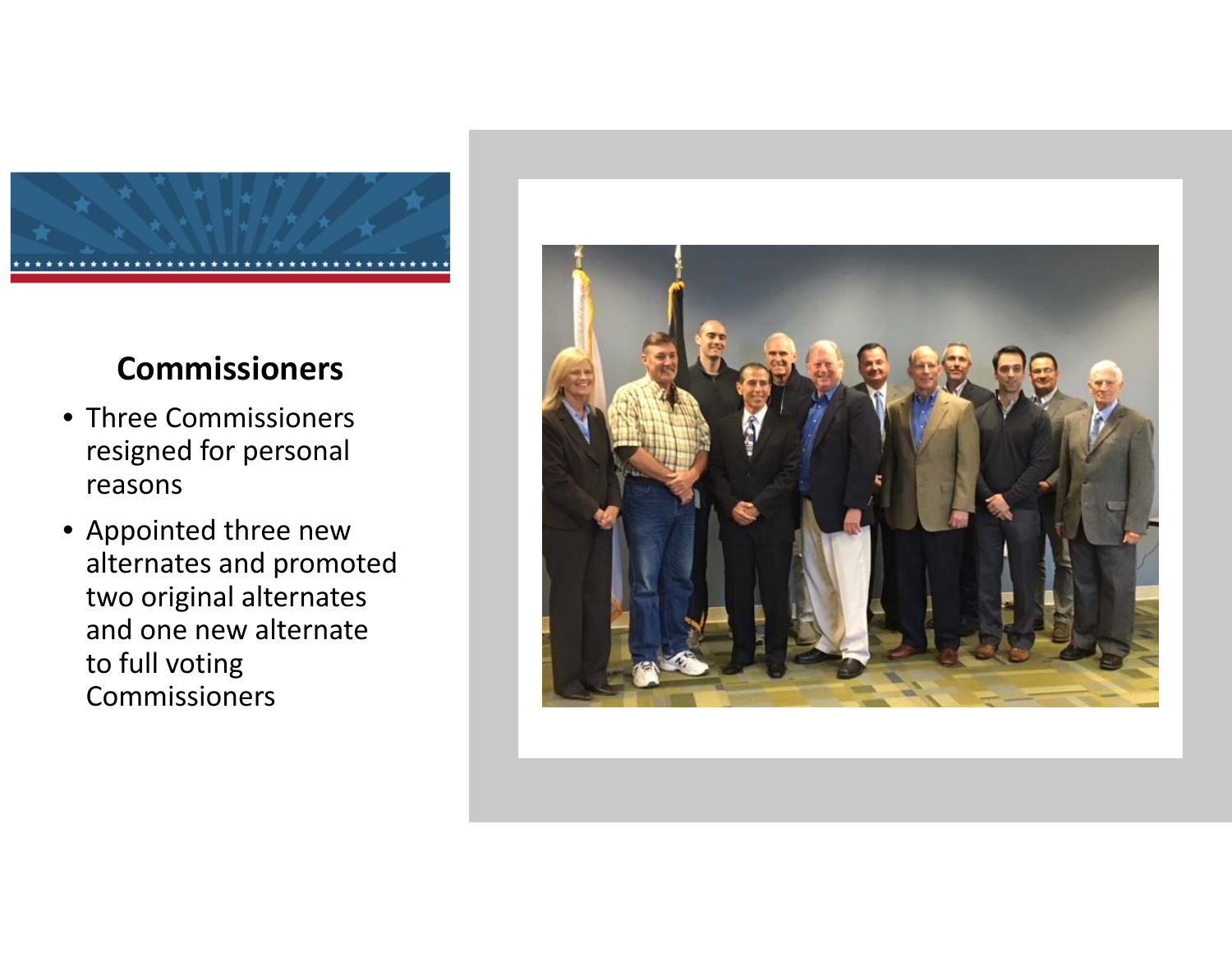## Commissioners

- Three Commissioners resigned for personal reasons
- Appointed three new alternates and promoted two original alternates and one new alternate to full voting Commissioners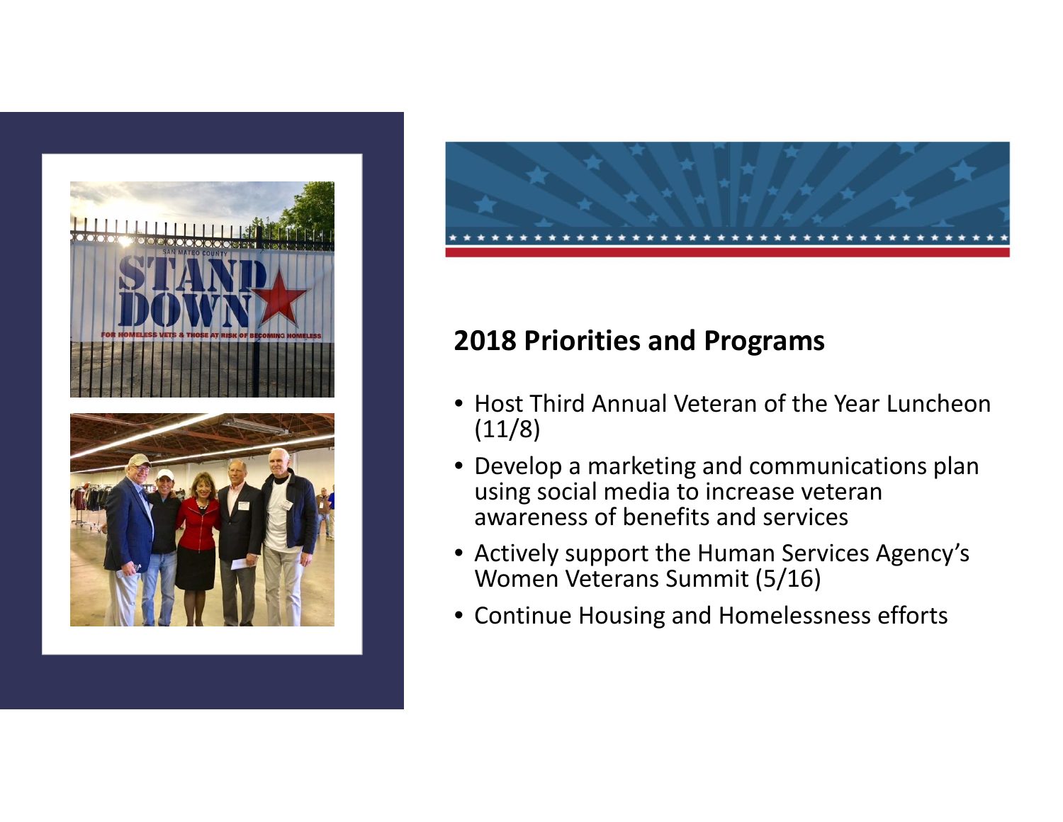## 2018 Priorities and Programs

- Host Third Annual Veteran of the Year Luncheon (11/8)
- Develop a marketing and communications plan using social media to increase veteran awareness of benefits and services
- Actively support the Human Services Agency's Women Veterans Summit (5/16)
- Continue Housing and Homelessness efforts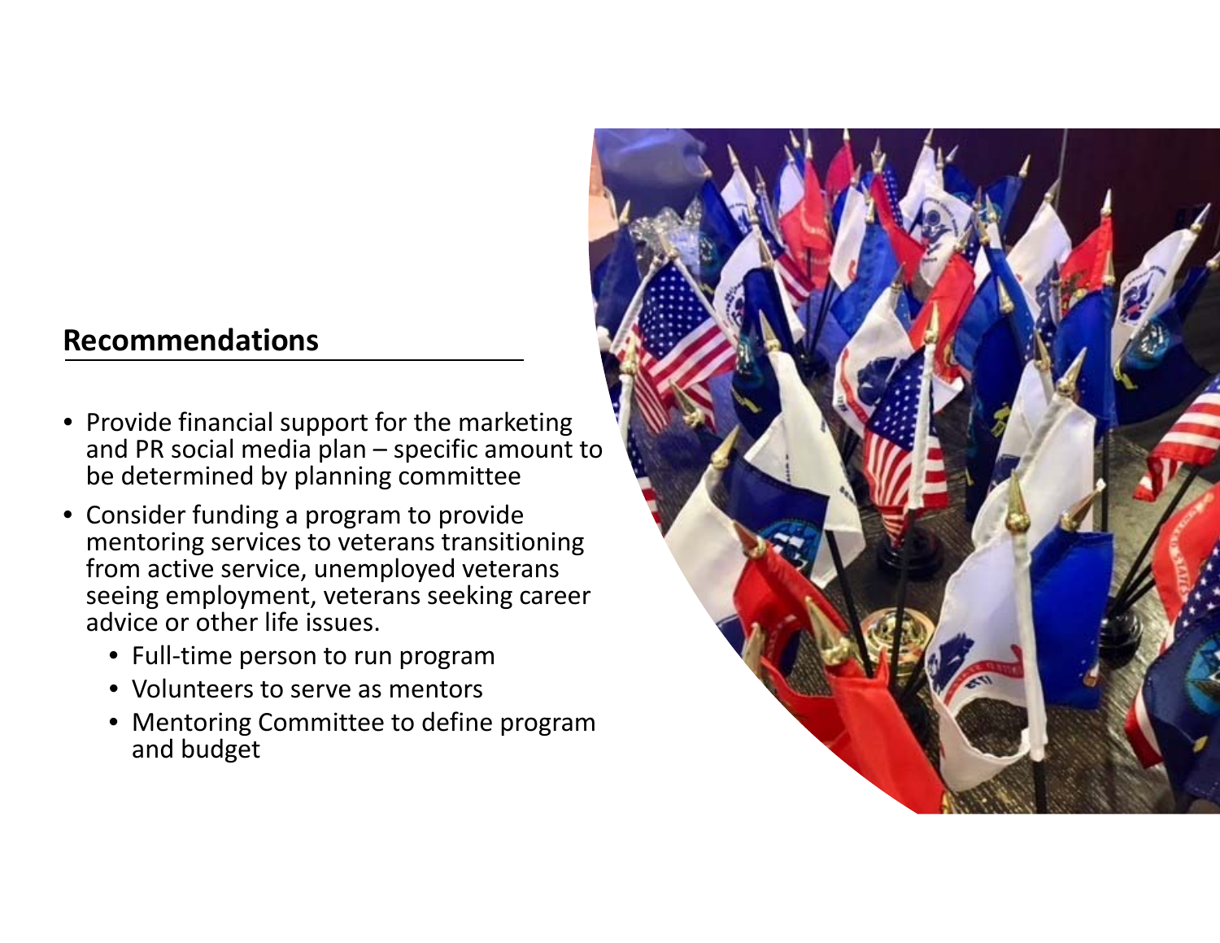## Recommendations

- Provide financial support for the marketing and PR social media plan – specific amount to be determined by planning committee
- Consider funding a program to provide mentoring services to veterans transitioning from active service, unemployed veterans seeing employment, veterans seeking career advice or other life issues.
  - Full-time person to run program
  - Volunteers to serve as mentors
  - Mentoring Committee to define program and budget